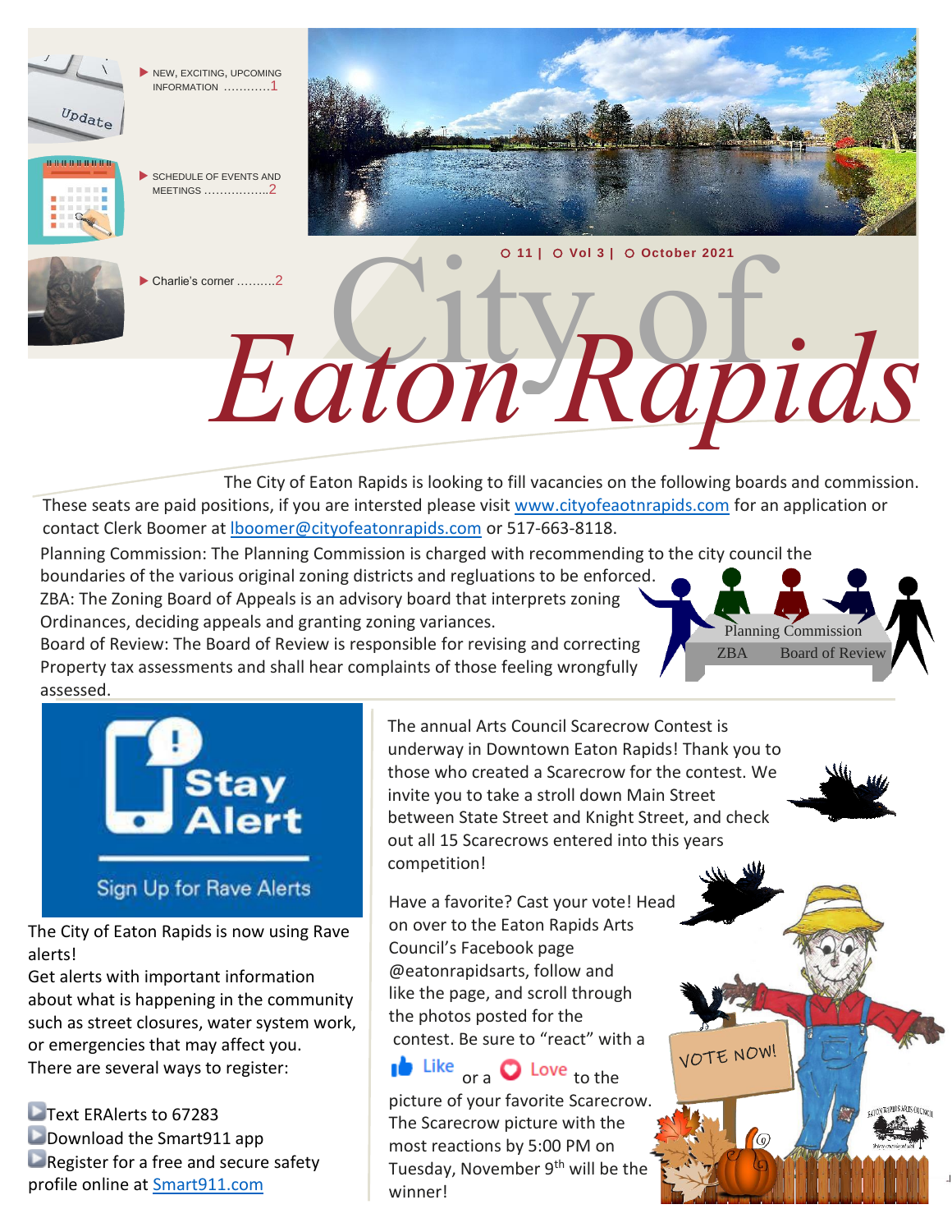- NEW, EXCITING, UPCOMING INFORMATION ............1
- SCHEDULE OF EVENTS AND MEETINGS ................2
- Charlie's corner ..........2

11 | Vol 3 | October 2021

# City of Eaton Rapids

The City of Eaton Rapids is looking to fill vacancies on the following boards and commission. These seats are paid positions, if you are intersted please visit www.cityofeaotnrapids.com for an application or contact Clerk Boomer at lboomer@cityofeatonrapids.com or 517-663-8118.

Planning Commission: The Planning Commission is charged with recommending to the city council the boundaries of the various original zoning districts and regluations to be enforced.
ZBA: The Zoning Board of Appeals is an advisory board that interprets zoning Ordinances, deciding appeals and granting zoning variances.
Board of Review: The Board of Review is responsible for revising and correcting Property tax assessments and shall hear complaints of those feeling wrongfully assessed.

Planning Commission
ZBA Board of Review

**Stay Alert**

Sign Up for Rave Alerts

The City of Eaton Rapids is now using Rave alerts!
Get alerts with important information about what is happening in the community such as street closures, water system work, or emergencies that may affect you.
There are several ways to register:

- Text ERAlerts to 67283
- Download the Smart911 app
- Register for a free and secure safety profile online at Smart911.com

The annual Arts Council Scarecrow Contest is underway in Downtown Eaton Rapids! Thank you to those who created a Scarecrow for the contest. We invite you to take a stroll down Main Street between State Street and Knight Street, and check out all 15 Scarecrows entered into this years competition!

Have a favorite? Cast your vote! Head on over to the Eaton Rapids Arts Council's Facebook page @eatonrapidsarts, follow and like the page, and scroll through the photos posted for the contest. Be sure to "react" with a Like or a Love to the picture of your favorite Scarecrow. The Scarecrow picture with the most reactions by 5:00 PM on Tuesday, November 9th will be the winner!

VOTE NOW!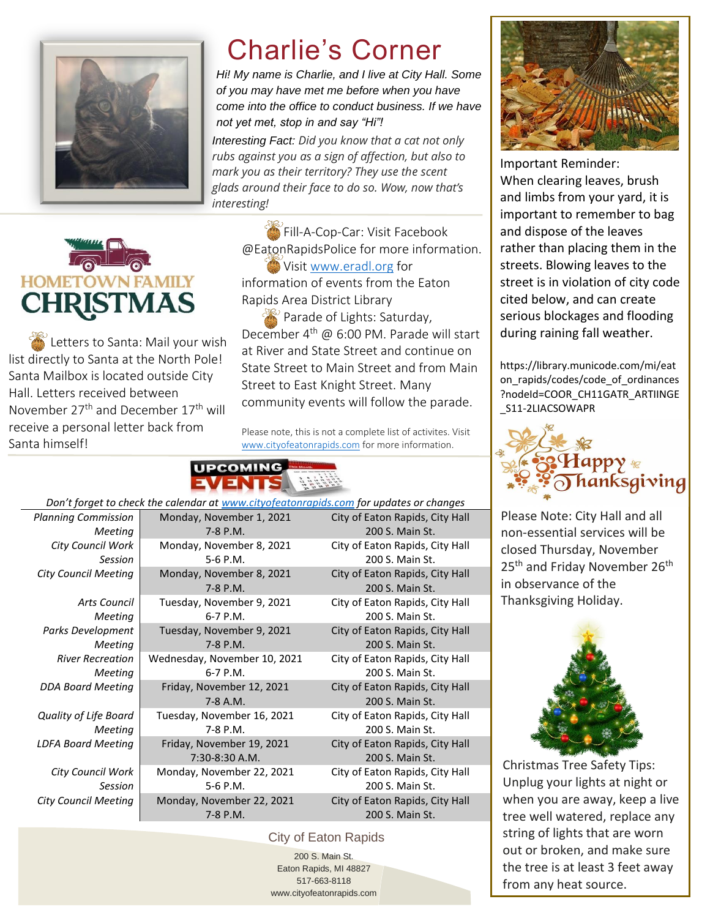# Charlie's Corner

*Hi! My name is Charlie, and I live at City Hall. Some of you may have met me before when you have come into the office to conduct business. If we have not yet met, stop in and say "Hi"!*

Interesting Fact: *Did you know that a cat not only rubs against you as a sign of affection, but also to mark you as their territory? They use the scent glads around their face to do so. Wow, now that's interesting!*

## HOMETOWN FAMILY CHRISTMAS

Letters to Santa: Mail your wish list directly to Santa at the North Pole! Santa Mailbox is located outside City Hall. Letters received between November 27th and December 17th will receive a personal letter back from Santa himself!

Fill-A-Cop-Car: Visit Facebook @EatonRapidsPolice for more information.

Visit www.eradl.org for information of events from the Eaton Rapids Area District Library

Parade of Lights: Saturday, December 4th @ 6:00 PM. Parade will start at River and State Street and continue on State Street to Main Street and from Main Street to East Knight Street. Many community events will follow the parade.

Please note, this is not a complete list of activites. Visit www.cityofeatonrapids.com for more information.

## UPCOMING EVENTS

*Don't forget to check the calendar at www.cityofeatonrapids.com for updates or changes*

| | | |
|---|---|---|
| *Planning Commission Meeting* | Monday, November 1, 2021 7-8 P.M. | City of Eaton Rapids, City Hall 200 S. Main St. |
| *City Council Work Session* | Monday, November 8, 2021 5-6 P.M. | City of Eaton Rapids, City Hall 200 S. Main St. |
| *City Council Meeting* | Monday, November 8, 2021 7-8 P.M. | City of Eaton Rapids, City Hall 200 S. Main St. |
| *Arts Council Meeting* | Tuesday, November 9, 2021 6-7 P.M. | City of Eaton Rapids, City Hall 200 S. Main St. |
| *Parks Development Meeting* | Tuesday, November 9, 2021 7-8 P.M. | City of Eaton Rapids, City Hall 200 S. Main St. |
| *River Recreation Meeting* | Wednesday, November 10, 2021 6-7 P.M. | City of Eaton Rapids, City Hall 200 S. Main St. |
| *DDA Board Meeting* | Friday, November 12, 2021 7-8 A.M. | City of Eaton Rapids, City Hall 200 S. Main St. |
| *Quality of Life Board Meeting* | Tuesday, November 16, 2021 7-8 P.M. | City of Eaton Rapids, City Hall 200 S. Main St. |
| *LDFA Board Meeting* | Friday, November 19, 2021 7:30-8:30 A.M. | City of Eaton Rapids, City Hall 200 S. Main St. |
| *City Council Work Session* | Monday, November 22, 2021 5-6 P.M. | City of Eaton Rapids, City Hall 200 S. Main St. |
| *City Council Meeting* | Monday, November 22, 2021 7-8 P.M. | City of Eaton Rapids, City Hall 200 S. Main St. |

City of Eaton Rapids
200 S. Main St.
Eaton Rapids, MI 48827
517-663-8118
www.cityofeatonrapids.com

Important Reminder: When clearing leaves, brush and limbs from your yard, it is important to remember to bag and dispose of the leaves rather than placing them in the streets. Blowing leaves to the street is in violation of city code cited below, and can create serious blockages and flooding during raining fall weather.

https://library.municode.com/mi/eaton_rapids/codes/code_of_ordinances?nodeId=COOR_CH11GATR_ARTIINGE_S11-2LIACSOWAPR

## Happy Thanksgiving

Please Note: City Hall and all non-essential services will be closed Thursday, November 25th and Friday November 26th in observance of the Thanksgiving Holiday.

Christmas Tree Safety Tips: Unplug your lights at night or when you are away, keep a live tree well watered, replace any string of lights that are worn out or broken, and make sure the tree is at least 3 feet away from any heat source.